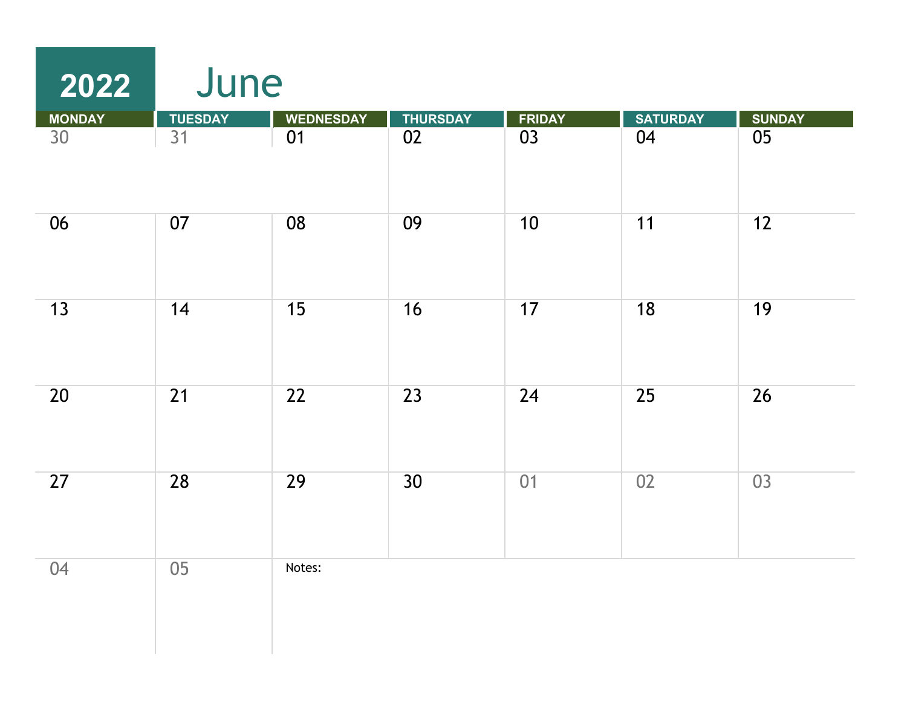# 2022 June

| MONDAY | TUESDAY | WEDNESDAY | THURSDAY | FRIDAY | SATURDAY | SUNDAY |
|---|---|---|---|---|---|---|
| 30 | 31 | 01 | 02 | 03 | 04 | 05 |
| 06 | 07 | 08 | 09 | 10 | 11 | 12 |
| 13 | 14 | 15 | 16 | 17 | 18 | 19 |
| 20 | 21 | 22 | 23 | 24 | 25 | 26 |
| 27 | 28 | 29 | 30 | 01 | 02 | 03 |
| 04 | 05 | Notes: | | | | |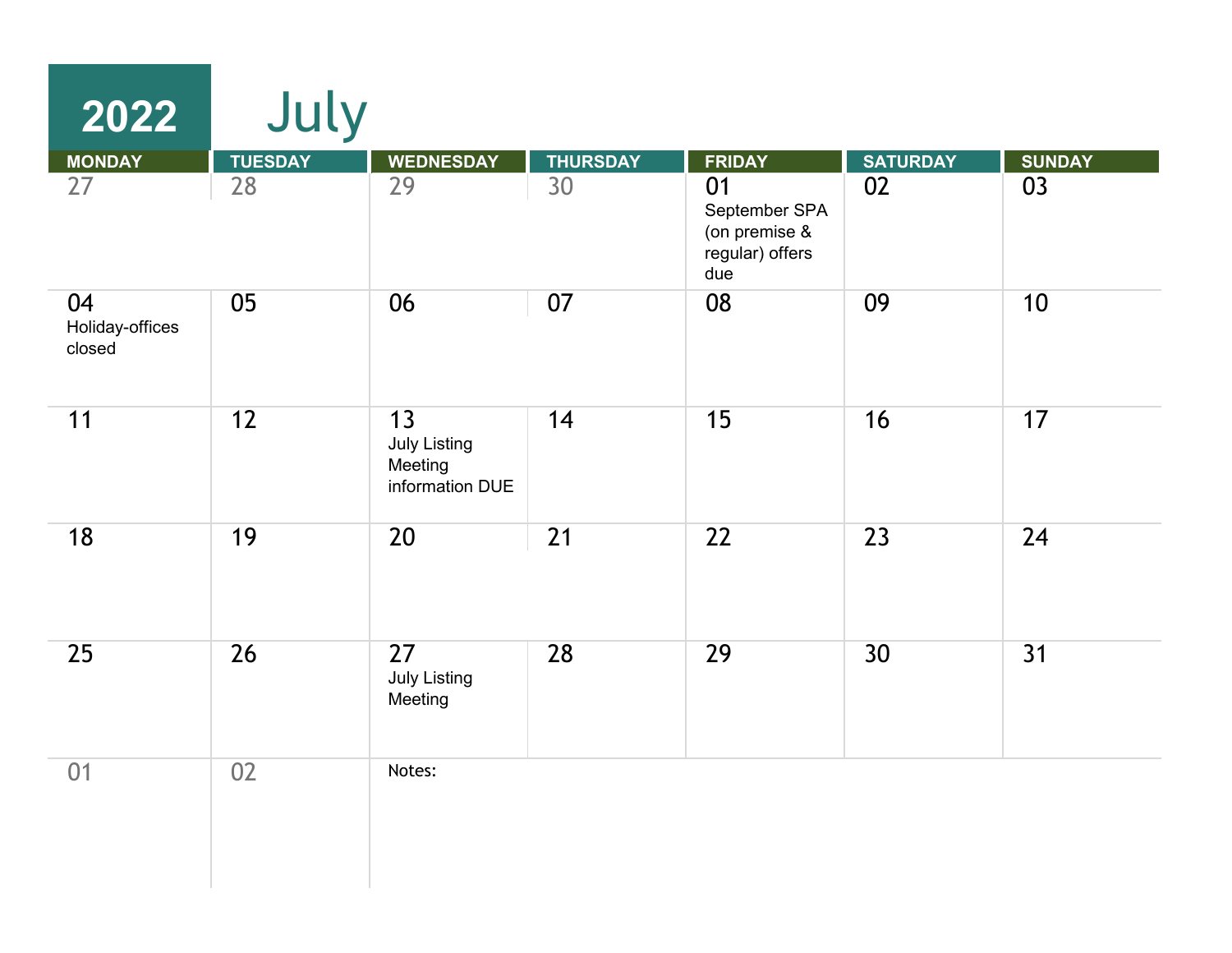# 2022 July

| MONDAY | TUESDAY | WEDNESDAY | THURSDAY | FRIDAY | SATURDAY | SUNDAY |
|---|---|---|---|---|---|---|
| 27 | 28 | 29 | 30 | 01 September SPA (on premise & regular) offers due | 02 | 03 |
| 04 Holiday-offices closed | 05 | 06 | 07 | 08 | 09 | 10 |
| 11 | 12 | 13 July Listing Meeting information DUE | 14 | 15 | 16 | 17 |
| 18 | 19 | 20 | 21 | 22 | 23 | 24 |
| 25 | 26 | 27 July Listing Meeting | 28 | 29 | 30 | 31 |
| 01 | 02 | Notes: | | | | |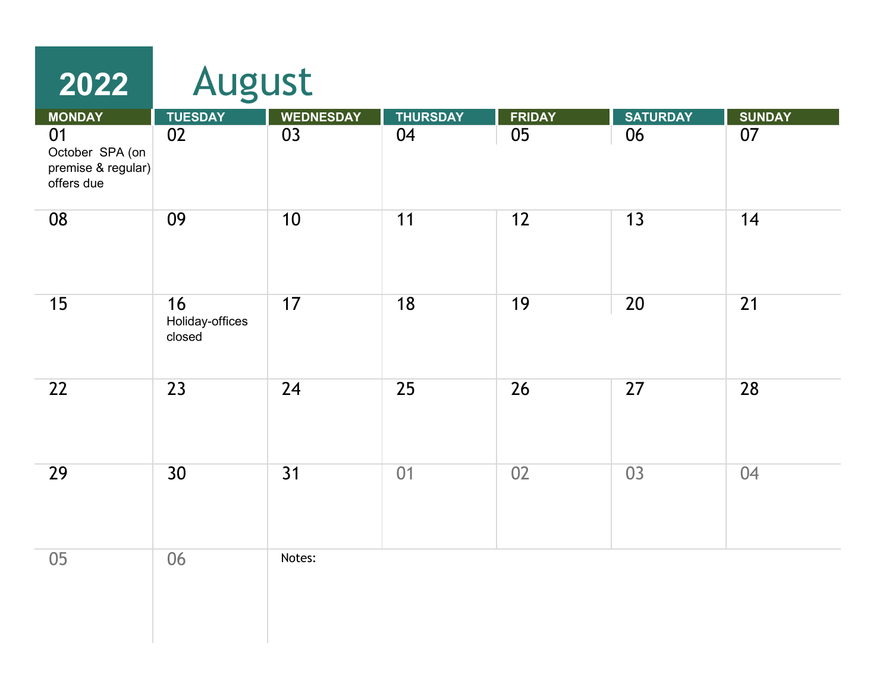# 2022 August

| MONDAY | TUESDAY | WEDNESDAY | THURSDAY | FRIDAY | SATURDAY | SUNDAY |
|---|---|---|---|---|---|---|
| 01 October SPA (on premise & regular) offers due | 02 | 03 | 04 | 05 | 06 | 07 |
| 08 | 09 | 10 | 11 | 12 | 13 | 14 |
| 15 | 16 Holiday-offices closed | 17 | 18 | 19 | 20 | 21 |
| 22 | 23 | 24 | 25 | 26 | 27 | 28 |
| 29 | 30 | 31 | 01 | 02 | 03 | 04 |
| 05 | 06 | Notes: | | | | |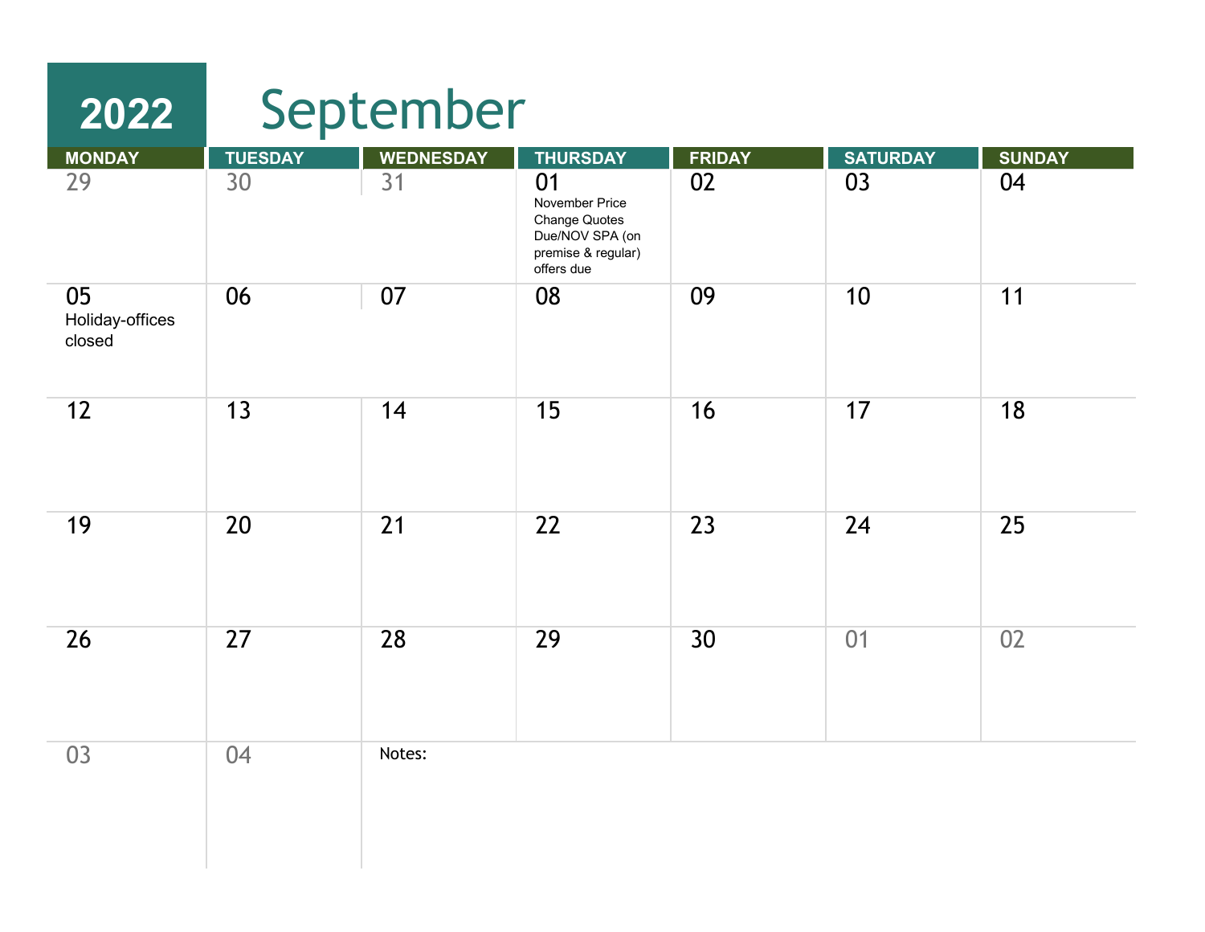# 2022 September

| MONDAY | TUESDAY | WEDNESDAY | THURSDAY | FRIDAY | SATURDAY | SUNDAY |
|---|---|---|---|---|---|---|
| 29 | 30 | 31 | 01 November Price Change Quotes Due/NOV SPA (on premise & regular) offers due | 02 | 03 | 04 |
| 05 Holiday-offices closed | 06 | 07 | 08 | 09 | 10 | 11 |
| 12 | 13 | 14 | 15 | 16 | 17 | 18 |
| 19 | 20 | 21 | 22 | 23 | 24 | 25 |
| 26 | 27 | 28 | 29 | 30 | 01 | 02 |
| 03 | 04 | Notes: | | | | |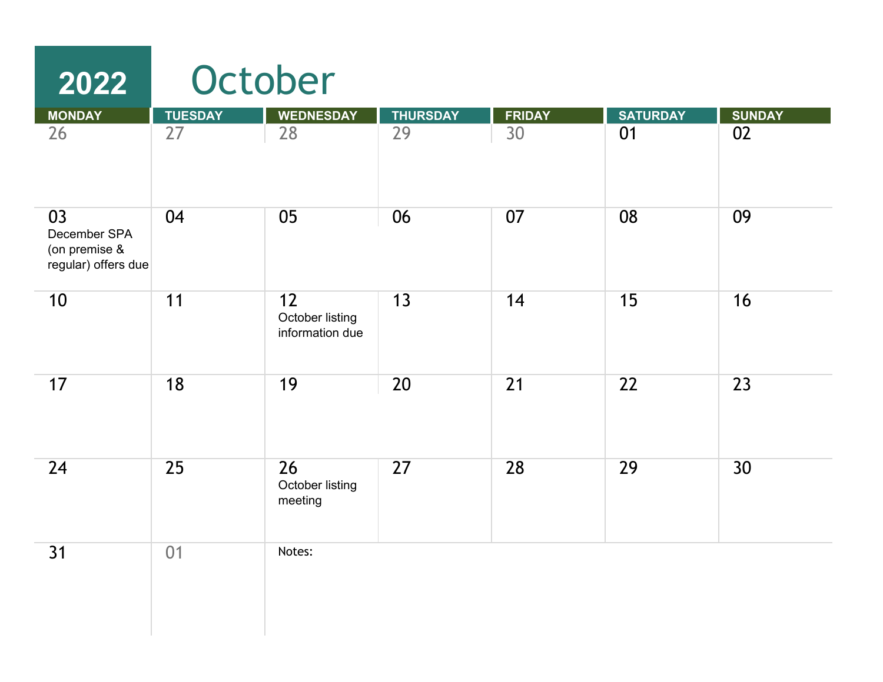# 2022 October

| MONDAY | TUESDAY | WEDNESDAY | THURSDAY | FRIDAY | SATURDAY | SUNDAY |
|---|---|---|---|---|---|---|
| 26 | 27 | 28 | 29 | 30 | 01 | 02 |
| 03 December SPA (on premise & regular) offers due | 04 | 05 | 06 | 07 | 08 | 09 |
| 10 | 11 | 12 October listing information due | 13 | 14 | 15 | 16 |
| 17 | 18 | 19 | 20 | 21 | 22 | 23 |
| 24 | 25 | 26 October listing meeting | 27 | 28 | 29 | 30 |
| 31 | 01 | Notes: | | | | |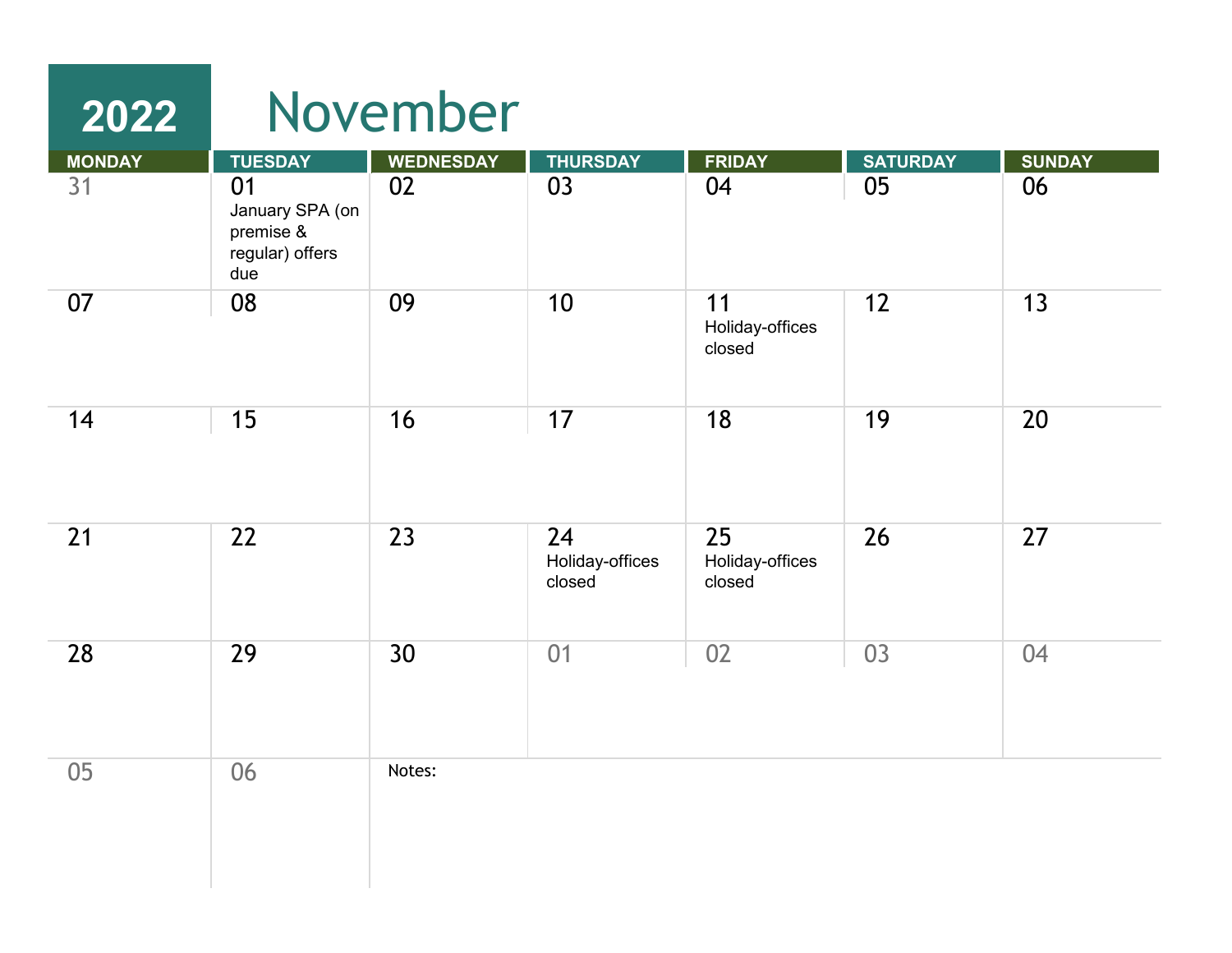# 2022 November

| MONDAY | TUESDAY | WEDNESDAY | THURSDAY | FRIDAY | SATURDAY | SUNDAY |
| --- | --- | --- | --- | --- | --- | --- |
| 31 | 01 January SPA (on premise & regular) offers due | 02 | 03 | 04 | 05 | 06 |
| 07 | 08 | 09 | 10 | 11 Holiday-offices closed | 12 | 13 |
| 14 | 15 | 16 | 17 | 18 | 19 | 20 |
| 21 | 22 | 23 | 24 Holiday-offices closed | 25 Holiday-offices closed | 26 | 27 |
| 28 | 29 | 30 | 01 | 02 | 03 | 04 |
| 05 | 06 | Notes: | | | | |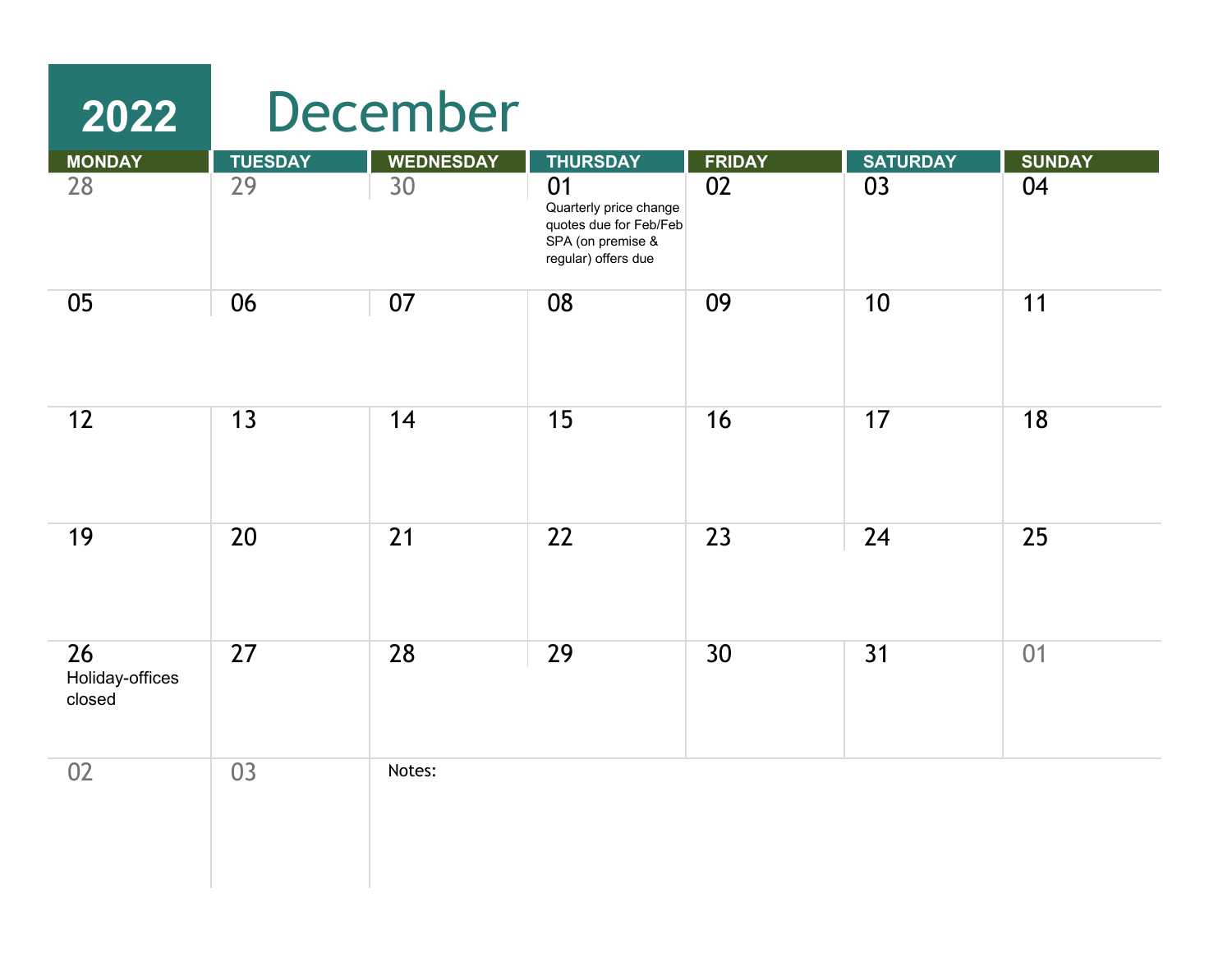# 2022 December

| MONDAY | TUESDAY | WEDNESDAY | THURSDAY | FRIDAY | SATURDAY | SUNDAY |
|---|---|---|---|---|---|---|
| 28 | 29 | 30 | 01 Quarterly price change quotes due for Feb/Feb SPA (on premise & regular) offers due | 02 | 03 | 04 |
| 05 | 06 | 07 | 08 | 09 | 10 | 11 |
| 12 | 13 | 14 | 15 | 16 | 17 | 18 |
| 19 | 20 | 21 | 22 | 23 | 24 | 25 |
| 26 Holiday-offices closed | 27 | 28 | 29 | 30 | 31 | 01 |
| 02 | 03 | Notes: | | | | |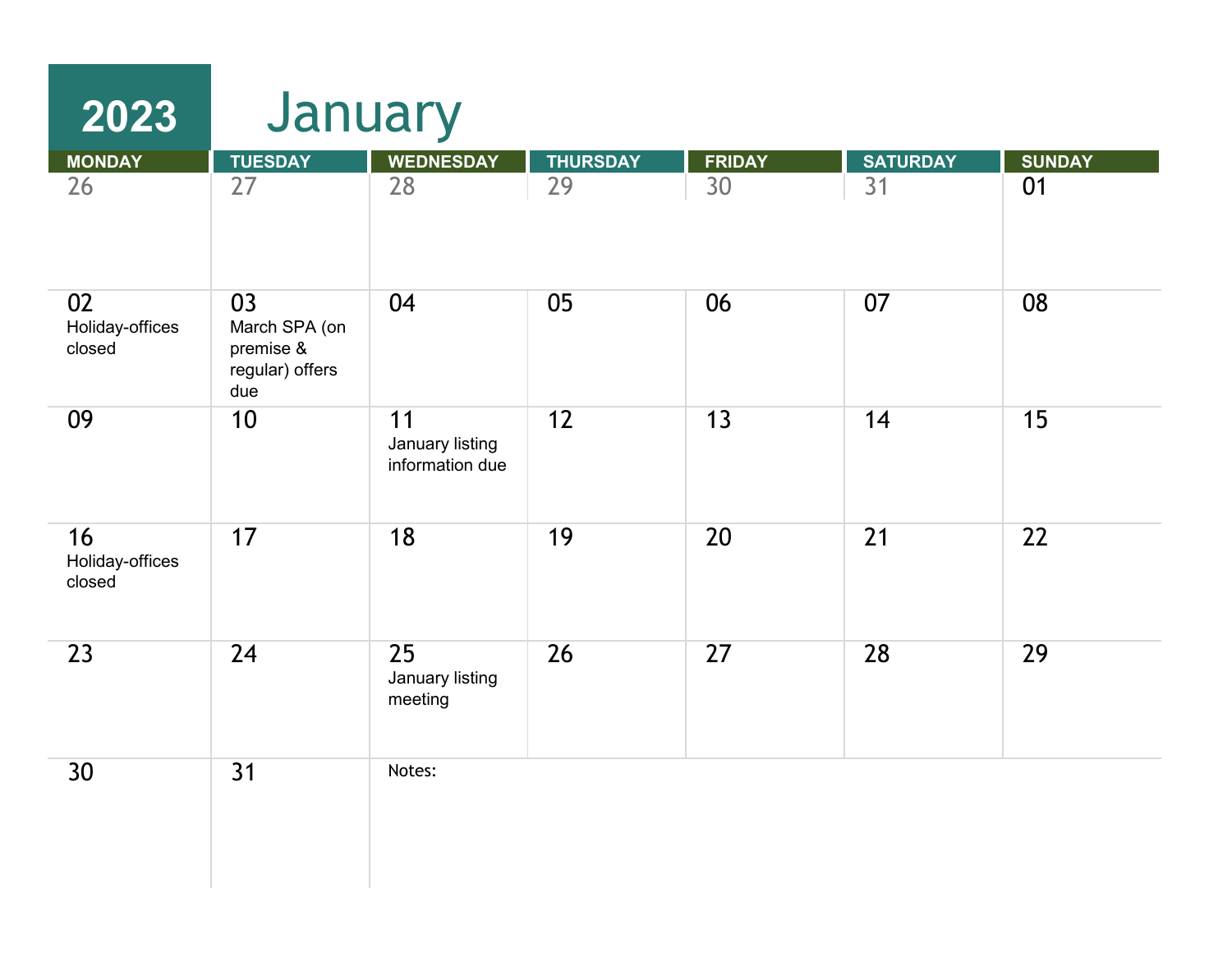# 2023 January

| MONDAY | TUESDAY | WEDNESDAY | THURSDAY | FRIDAY | SATURDAY | SUNDAY |
|---|---|---|---|---|---|---|
| 26 | 27 | 28 | 29 | 30 | 31 | 01 |
| 02 Holiday-offices closed | 03 March SPA (on premise & regular) offers due | 04 | 05 | 06 | 07 | 08 |
| 09 | 10 | 11 January listing information due | 12 | 13 | 14 | 15 |
| 16 Holiday-offices closed | 17 | 18 | 19 | 20 | 21 | 22 |
| 23 | 24 | 25 January listing meeting | 26 | 27 | 28 | 29 |
| 30 | 31 | Notes: | | | | |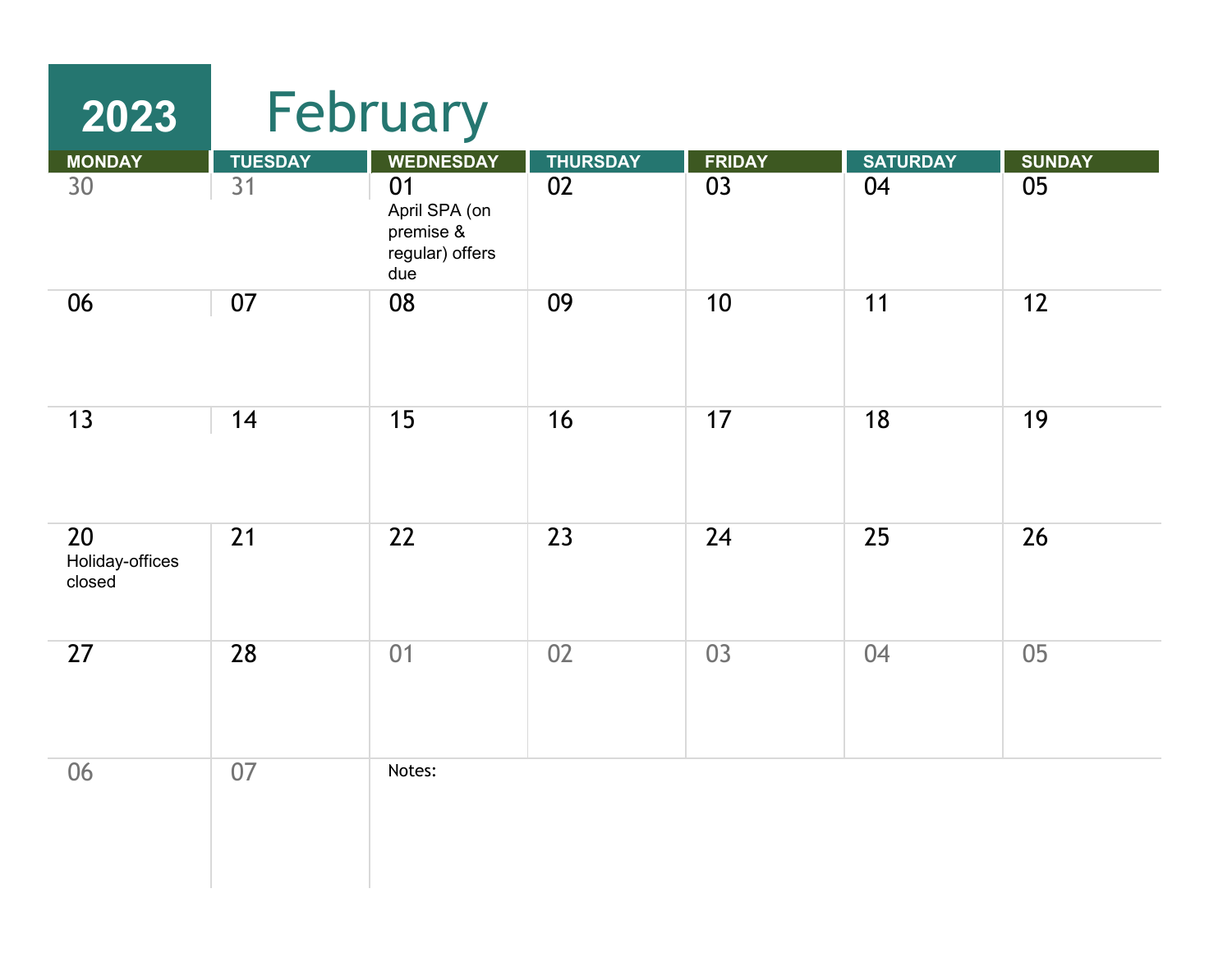# 2023 February

| MONDAY | TUESDAY | WEDNESDAY | THURSDAY | FRIDAY | SATURDAY | SUNDAY |
|---|---|---|---|---|---|---|
| 30 | 31 | 01 April SPA (on premise & regular) offers due | 02 | 03 | 04 | 05 |
| 06 | 07 | 08 | 09 | 10 | 11 | 12 |
| 13 | 14 | 15 | 16 | 17 | 18 | 19 |
| 20 Holiday-offices closed | 21 | 22 | 23 | 24 | 25 | 26 |
| 27 | 28 | 01 | 02 | 03 | 04 | 05 |
| 06 | 07 | Notes: | | | | |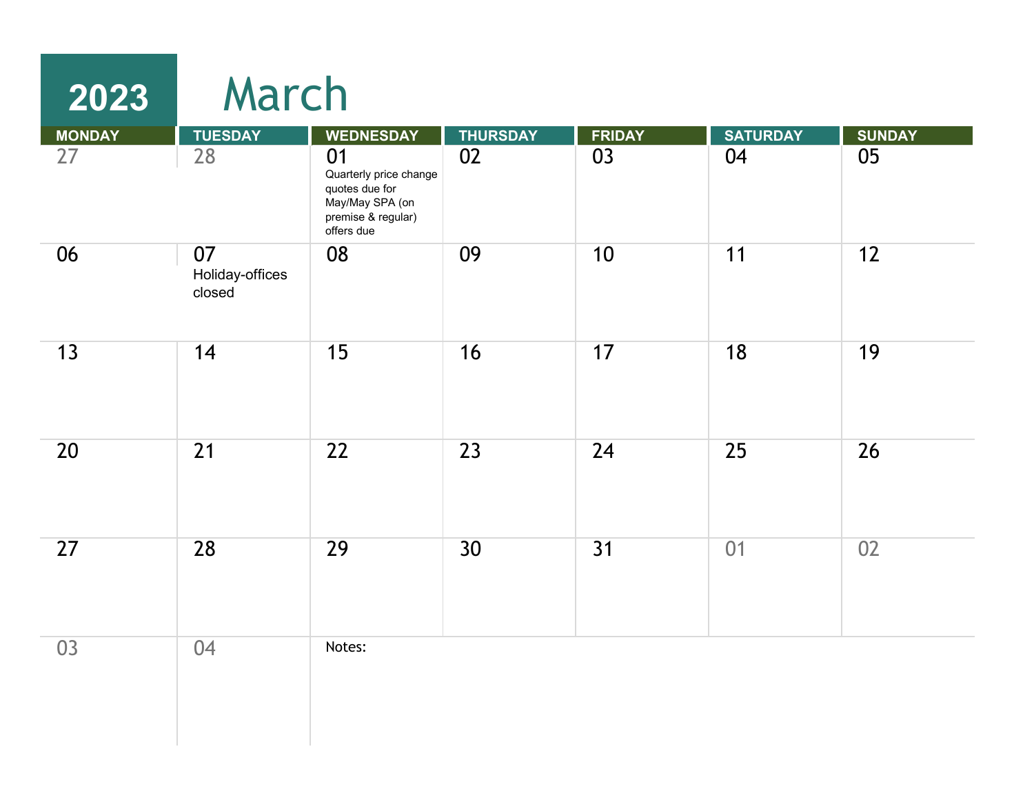# 2023 March

| MONDAY | TUESDAY | WEDNESDAY | THURSDAY | FRIDAY | SATURDAY | SUNDAY |
|---|---|---|---|---|---|---|
| 27 | 28 | 01 Quarterly price change quotes due for May/May SPA (on premise & regular) offers due | 02 | 03 | 04 | 05 |
| 06 | 07 Holiday-offices closed | 08 | 09 | 10 | 11 | 12 |
| 13 | 14 | 15 | 16 | 17 | 18 | 19 |
| 20 | 21 | 22 | 23 | 24 | 25 | 26 |
| 27 | 28 | 29 | 30 | 31 | 01 | 02 |
| 03 | 04 | Notes: | | | | |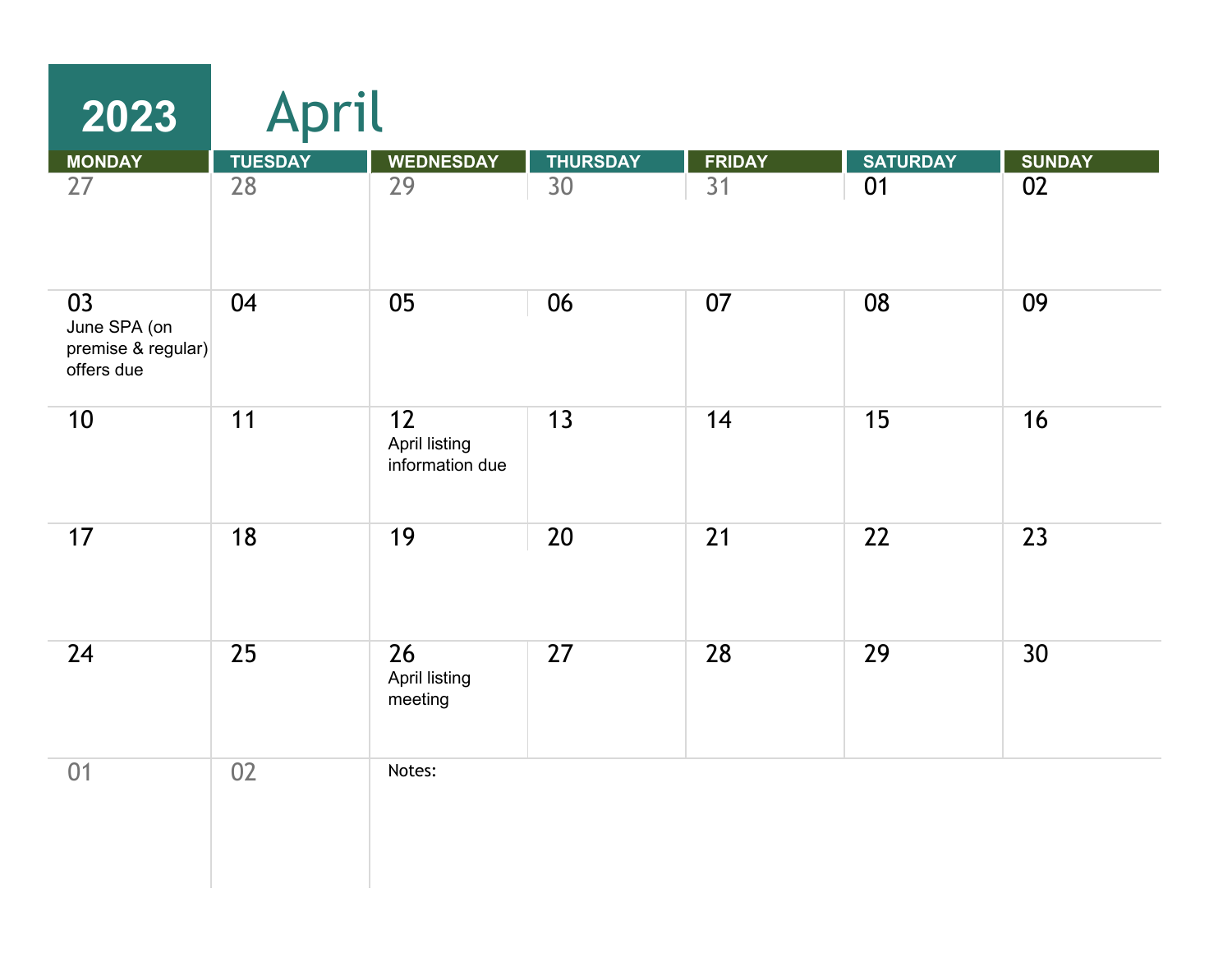# 2023 April

| MONDAY | TUESDAY | WEDNESDAY | THURSDAY | FRIDAY | SATURDAY | SUNDAY |
|---|---|---|---|---|---|---|
| 27 | 28 | 29 | 30 | 31 | 01 | 02 |
| 03 June SPA (on premise & regular) offers due | 04 | 05 | 06 | 07 | 08 | 09 |
| 10 | 11 | 12 April listing information due | 13 | 14 | 15 | 16 |
| 17 | 18 | 19 | 20 | 21 | 22 | 23 |
| 24 | 25 | 26 April listing meeting | 27 | 28 | 29 | 30 |
| 01 | 02 | Notes: | | | | |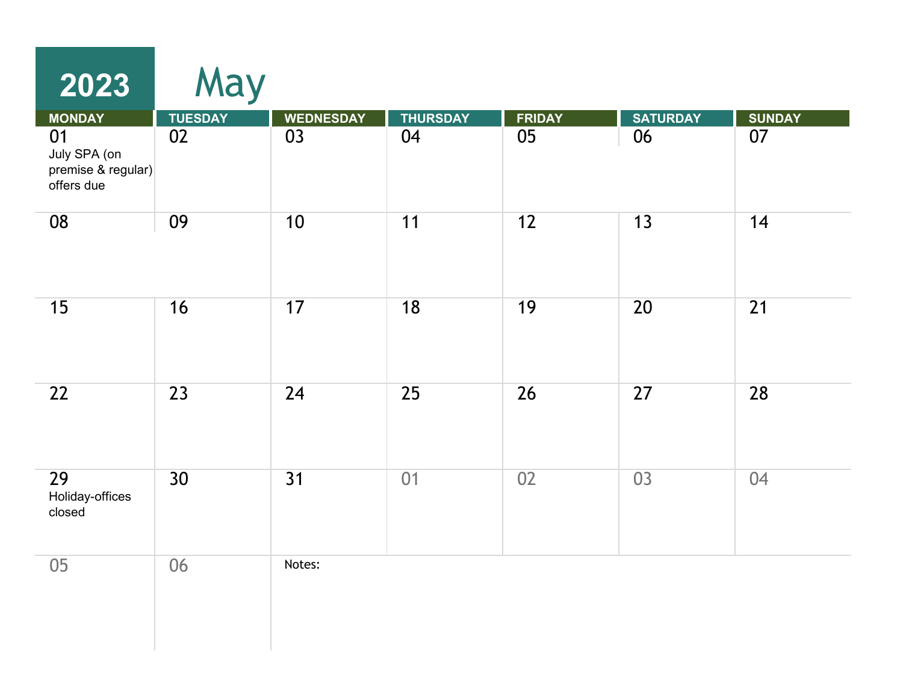# 2023 May

| MONDAY | TUESDAY | WEDNESDAY | THURSDAY | FRIDAY | SATURDAY | SUNDAY |
|---|---|---|---|---|---|---|
| 01 July SPA (on premise & regular) offers due | 02 | 03 | 04 | 05 | 06 | 07 |
| 08 | 09 | 10 | 11 | 12 | 13 | 14 |
| 15 | 16 | 17 | 18 | 19 | 20 | 21 |
| 22 | 23 | 24 | 25 | 26 | 27 | 28 |
| 29 Holiday-offices closed | 30 | 31 | 01 | 02 | 03 | 04 |
| 05 | 06 | Notes: | | | | |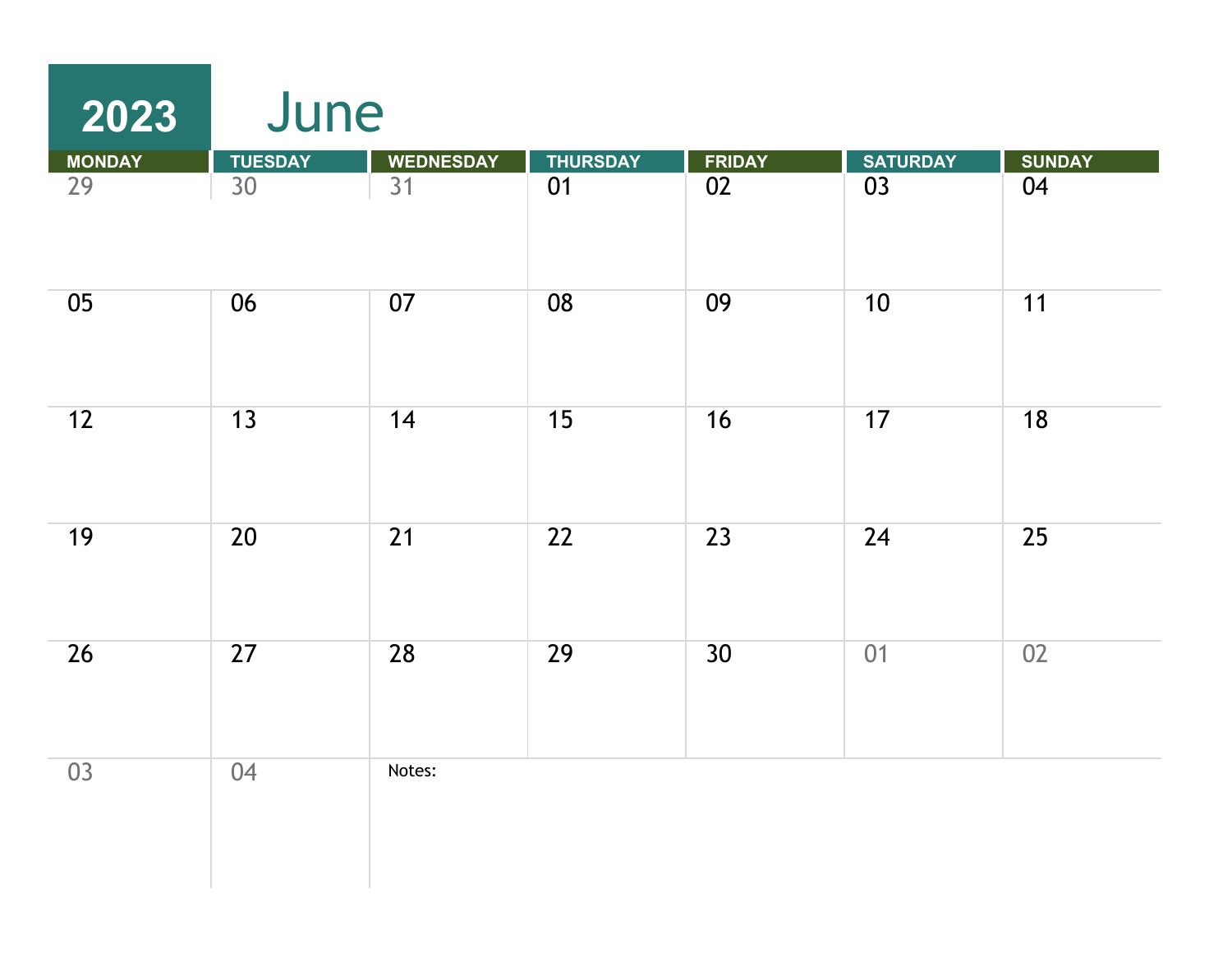# 2023 June

| MONDAY | TUESDAY | WEDNESDAY | THURSDAY | FRIDAY | SATURDAY | SUNDAY |
|---|---|---|---|---|---|---|
| 29 | 30 | 31 | 01 | 02 | 03 | 04 |
| 05 | 06 | 07 | 08 | 09 | 10 | 11 |
| 12 | 13 | 14 | 15 | 16 | 17 | 18 |
| 19 | 20 | 21 | 22 | 23 | 24 | 25 |
| 26 | 27 | 28 | 29 | 30 | 01 | 02 |
| 03 | 04 | Notes: | | | | |